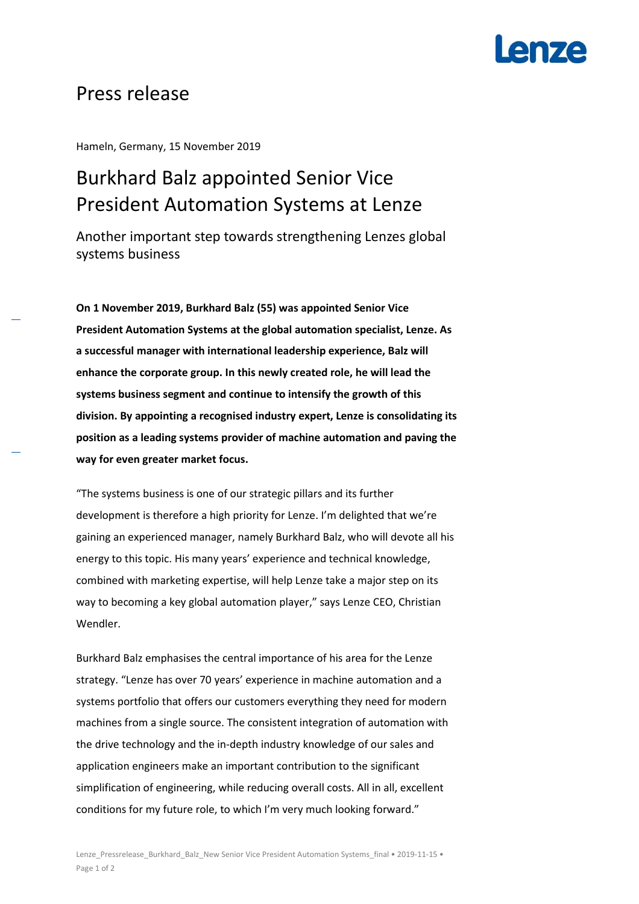# Press release

Hameln, Germany, 15 November 2019

## Burkhard Balz appointed Senior Vice President Automation Systems at Lenze

### Another important step towards strengthening Lenzes global systems business

**On 1 November 2019, Burkhard Balz (55) was appointed Senior Vice President Automation Systems at the global automation specialist, Lenze. As a successful manager with international leadership experience, Balz will enhance the corporate group. In this newly created role, he will lead the systems business segment and continue to intensify the growth of this division. By appointing a recognised industry expert, Lenze is consolidating its position as a leading systems provider of machine automation and paving the way for even greater market focus.**

“The systems business is one of our strategic pillars and its further development is therefore a high priority for Lenze. I’m delighted that we’re gaining an experienced manager, namely Burkhard Balz, who will devote all his energy to this topic. His many years’ experience and technical knowledge, combined with marketing expertise, will help Lenze take a major step on its way to becoming a key global automation player,” says Lenze CEO, Christian Wendler.

Burkhard Balz emphasises the central importance of his area for the Lenze strategy. “Lenze has over 70 years’ experience in machine automation and a systems portfolio that offers our customers everything they need for modern machines from a single source. The consistent integration of automation with the drive technology and the in-depth industry knowledge of our sales and application engineers make an important contribution to the significant simplification of engineering, while reducing overall costs. All in all, excellent conditions for my future role, to which I’m very much looking forward.”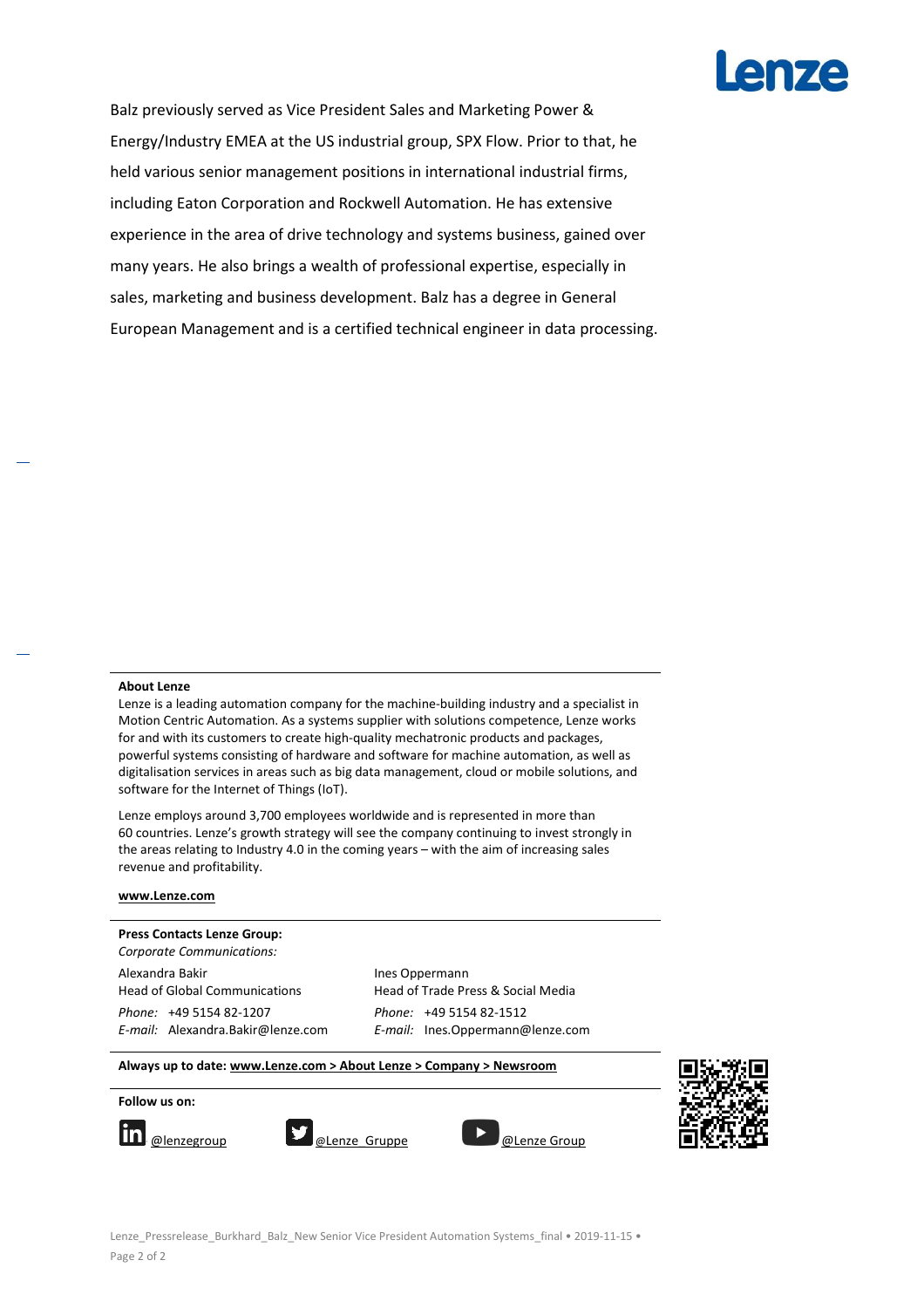Balz previously served as Vice President Sales and Marketing Power & Energy/Industry EMEA at the US industrial group, SPX Flow. Prior to that, he held various senior management positions in international industrial firms, including Eaton Corporation and Rockwell Automation. He has extensive experience in the area of drive technology and systems business, gained over many years. He also brings a wealth of professional expertise, especially in sales, marketing and business development. Balz has a degree in General European Management and is a certified technical engineer in data processing.

**About Lenze**

Lenze is a leading automation company for the machine-building industry and a specialist in Motion Centric Automation. As a systems supplier with solutions competence, Lenze works for and with its customers to create high-quality mechatronic products and packages, powerful systems consisting of hardware and software for machine automation, as well as digitalisation services in areas such as big data management, cloud or mobile solutions, and software for the Internet of Things (IoT).

Lenze employs around 3,700 employees worldwide and is represented in more than 60 countries. Lenze's growth strategy will see the company continuing to invest strongly in the areas relating to Industry 4.0 in the coming years – with the aim of increasing sales revenue and profitability.

**www.Lenze.com**

**Press Contacts Lenze Group:**
*Corporate Communications:*

Alexandra Bakir
Head of Global Communications
*Phone:* +49 5154 82-1207
*E-mail:* Alexandra.Bakir@lenze.com

Ines Oppermann
Head of Trade Press & Social Media
*Phone:* +49 5154 82-1512
*E-mail:* Ines.Oppermann@lenze.com

**Always up to date: www.Lenze.com > About Lenze > Company > Newsroom**

**Follow us on:**

@lenzegroup   @Lenze_Gruppe   @Lenze Group

Lenze_Pressrelease_Burkhard_Balz_New Senior Vice President Automation Systems_final • 2019-11-15